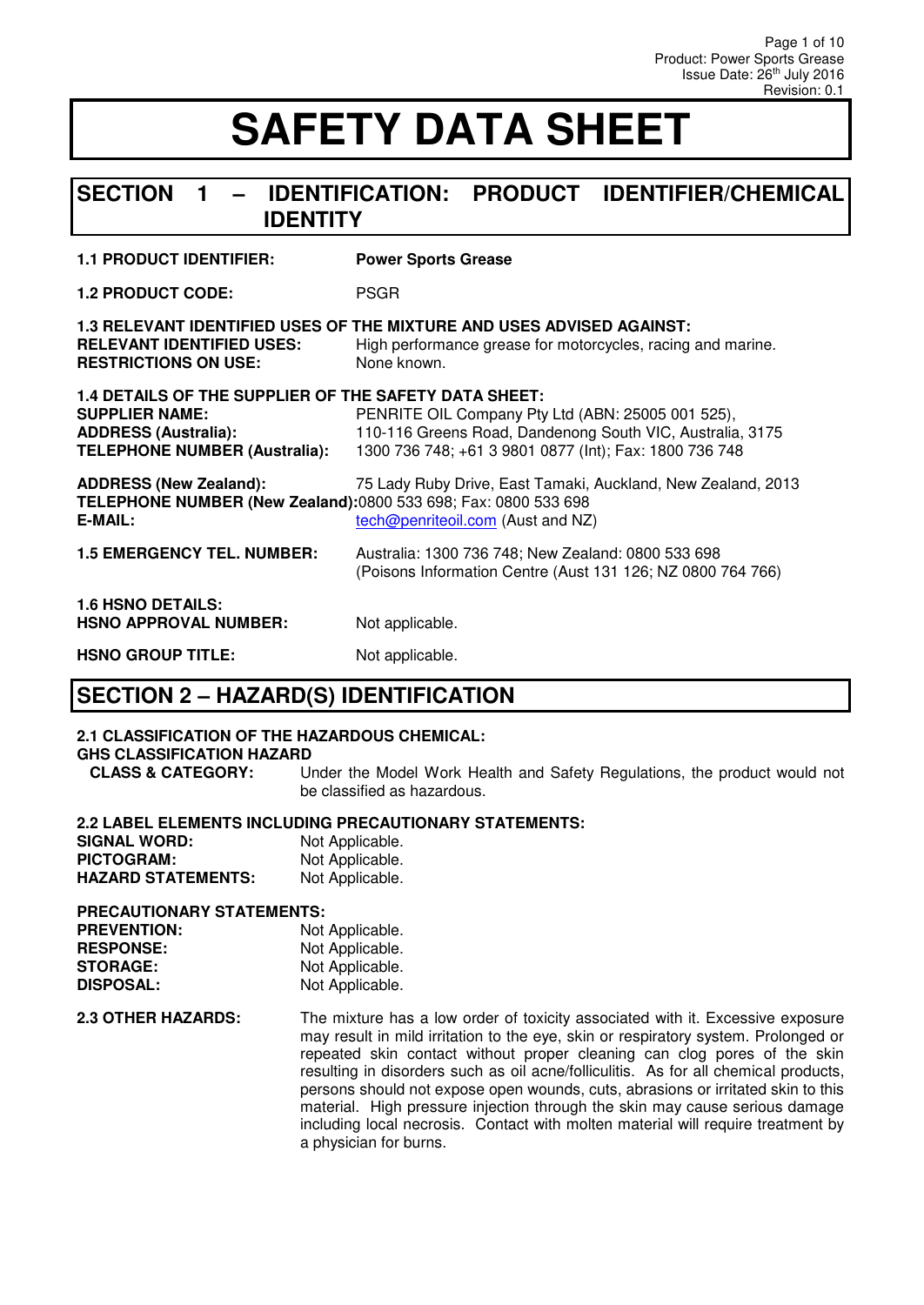# SAFETY DATA SHEET

## SECTION 1 – IDENTIFICATION: PRODUCT IDENTIFIER/CHEMICAL IDENTITY

**1.1 PRODUCT IDENTIFIER:** **Power Sports Grease**

**1.2 PRODUCT CODE:** PSGR

**1.3 RELEVANT IDENTIFIED USES OF THE MIXTURE AND USES ADVISED AGAINST:**
**RELEVANT IDENTIFIED USES:** High performance grease for motorcycles, racing and marine.
**RESTRICTIONS ON USE:** None known.

**1.4 DETAILS OF THE SUPPLIER OF THE SAFETY DATA SHEET:**
**SUPPLIER NAME:** PENRITE OIL Company Pty Ltd (ABN: 25005 001 525),
**ADDRESS (Australia):** 110-116 Greens Road, Dandenong South VIC, Australia, 3175
**TELEPHONE NUMBER (Australia):** 1300 736 748; +61 3 9801 0877 (Int); Fax: 1800 736 748

**ADDRESS (New Zealand):** 75 Lady Ruby Drive, East Tamaki, Auckland, New Zealand, 2013
**TELEPHONE NUMBER (New Zealand):** 0800 533 698; Fax: 0800 533 698
**E-MAIL:** tech@penriteoil.com (Aust and NZ)

**1.5 EMERGENCY TEL. NUMBER:** Australia: 1300 736 748; New Zealand: 0800 533 698 (Poisons Information Centre (Aust 131 126; NZ 0800 764 766)

**1.6 HSNO DETAILS:**
**HSNO APPROVAL NUMBER:** Not applicable.

**HSNO GROUP TITLE:** Not applicable.

## SECTION 2 – HAZARD(S) IDENTIFICATION

**2.1 CLASSIFICATION OF THE HAZARDOUS CHEMICAL:**
**GHS CLASSIFICATION HAZARD CLASS & CATEGORY:** Under the Model Work Health and Safety Regulations, the product would not be classified as hazardous.

**2.2 LABEL ELEMENTS INCLUDING PRECAUTIONARY STATEMENTS:**
**SIGNAL WORD:** Not Applicable.
**PICTOGRAM:** Not Applicable.
**HAZARD STATEMENTS:** Not Applicable.

**PRECAUTIONARY STATEMENTS:**
**PREVENTION:** Not Applicable.
**RESPONSE:** Not Applicable.
**STORAGE:** Not Applicable.
**DISPOSAL:** Not Applicable.

**2.3 OTHER HAZARDS:** The mixture has a low order of toxicity associated with it. Excessive exposure may result in mild irritation to the eye, skin or respiratory system. Prolonged or repeated skin contact without proper cleaning can clog pores of the skin resulting in disorders such as oil acne/folliculitis. As for all chemical products, persons should not expose open wounds, cuts, abrasions or irritated skin to this material. High pressure injection through the skin may cause serious damage including local necrosis. Contact with molten material will require treatment by a physician for burns.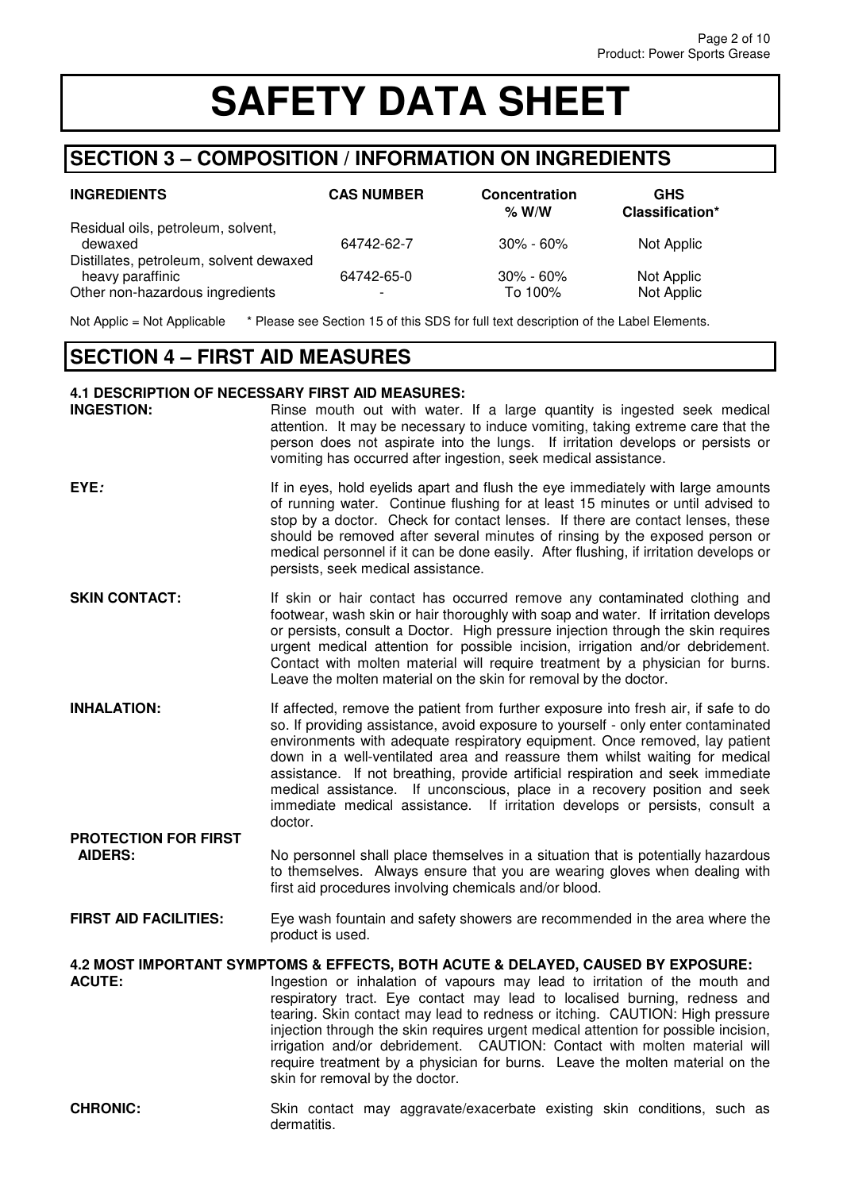# SAFETY DATA SHEET

## SECTION 3 – COMPOSITION / INFORMATION ON INGREDIENTS

| INGREDIENTS | CAS NUMBER | Concentration % W/W | GHS Classification* |
|---|---|---|---|
| Residual oils, petroleum, solvent, dewaxed | 64742-62-7 | 30% - 60% | Not Applic |
| Distillates, petroleum, solvent dewaxed heavy paraffinic | 64742-65-0 | 30% - 60% | Not Applic |
| Other non-hazardous ingredients | - | To 100% | Not Applic |

Not Applic = Not Applicable     * Please see Section 15 of this SDS for full text description of the Label Elements.

## SECTION 4 – FIRST AID MEASURES

### 4.1 DESCRIPTION OF NECESSARY FIRST AID MEASURES:

**INGESTION:** Rinse mouth out with water. If a large quantity is ingested seek medical attention. It may be necessary to induce vomiting, taking extreme care that the person does not aspirate into the lungs. If irritation develops or persists or vomiting has occurred after ingestion, seek medical assistance.

**EYE:** If in eyes, hold eyelids apart and flush the eye immediately with large amounts of running water. Continue flushing for at least 15 minutes or until advised to stop by a doctor. Check for contact lenses. If there are contact lenses, these should be removed after several minutes of rinsing by the exposed person or medical personnel if it can be done easily. After flushing, if irritation develops or persists, seek medical assistance.

**SKIN CONTACT:** If skin or hair contact has occurred remove any contaminated clothing and footwear, wash skin or hair thoroughly with soap and water. If irritation develops or persists, consult a Doctor. High pressure injection through the skin requires urgent medical attention for possible incision, irrigation and/or debridement. Contact with molten material will require treatment by a physician for burns. Leave the molten material on the skin for removal by the doctor.

**INHALATION:** If affected, remove the patient from further exposure into fresh air, if safe to do so. If providing assistance, avoid exposure to yourself - only enter contaminated environments with adequate respiratory equipment. Once removed, lay patient down in a well-ventilated area and reassure them whilst waiting for medical assistance. If not breathing, provide artificial respiration and seek immediate medical assistance. If unconscious, place in a recovery position and seek immediate medical assistance. If irritation develops or persists, consult a doctor.

**PROTECTION FOR FIRST AIDERS:** No personnel shall place themselves in a situation that is potentially hazardous to themselves. Always ensure that you are wearing gloves when dealing with first aid procedures involving chemicals and/or blood.

**FIRST AID FACILITIES:** Eye wash fountain and safety showers are recommended in the area where the product is used.

### 4.2 MOST IMPORTANT SYMPTOMS & EFFECTS, BOTH ACUTE & DELAYED, CAUSED BY EXPOSURE:

**ACUTE:** Ingestion or inhalation of vapours may lead to irritation of the mouth and respiratory tract. Eye contact may lead to localised burning, redness and tearing. Skin contact may lead to redness or itching. CAUTION: High pressure injection through the skin requires urgent medical attention for possible incision, irrigation and/or debridement. CAUTION: Contact with molten material will require treatment by a physician for burns. Leave the molten material on the skin for removal by the doctor.

**CHRONIC:** Skin contact may aggravate/exacerbate existing skin conditions, such as dermatitis.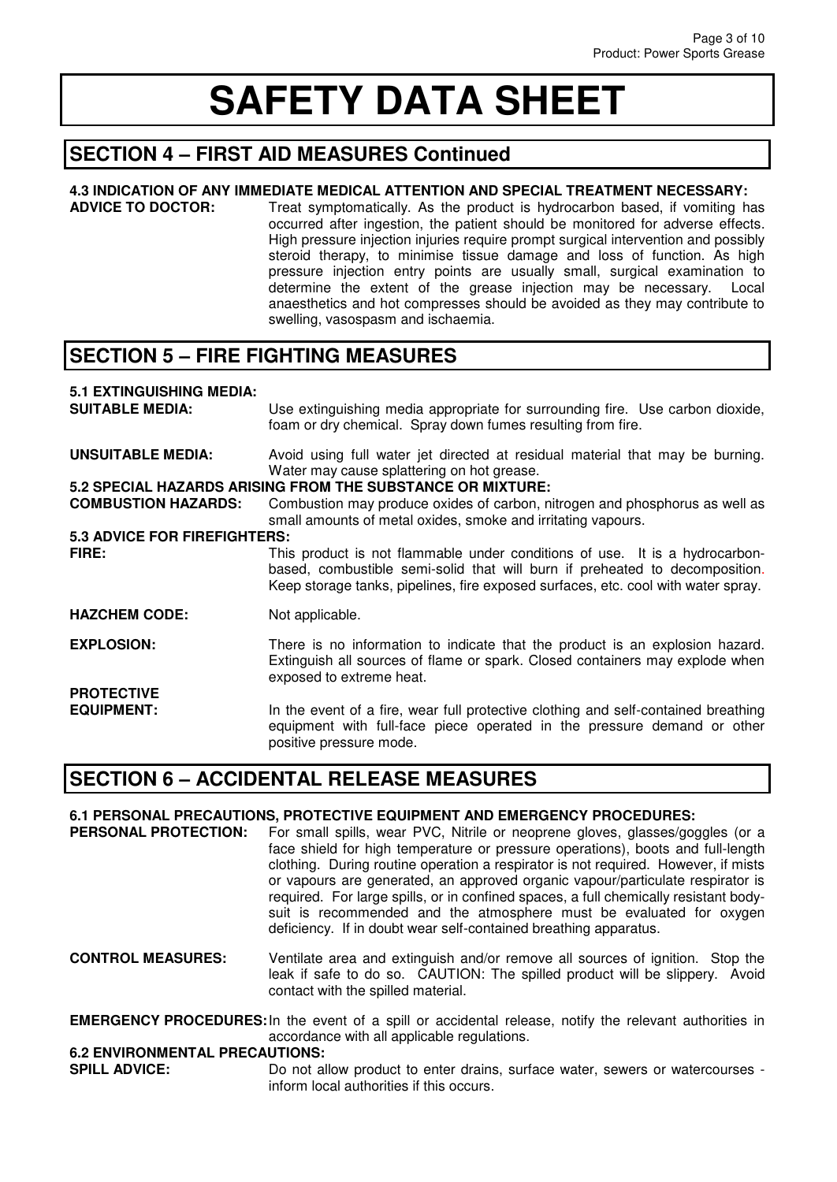# SAFETY DATA SHEET

## SECTION 4 – FIRST AID MEASURES Continued

### 4.3 INDICATION OF ANY IMMEDIATE MEDICAL ATTENTION AND SPECIAL TREATMENT NECESSARY:

**ADVICE TO DOCTOR:** Treat symptomatically. As the product is hydrocarbon based, if vomiting has occurred after ingestion, the patient should be monitored for adverse effects. High pressure injection injuries require prompt surgical intervention and possibly steroid therapy, to minimise tissue damage and loss of function. As high pressure injection entry points are usually small, surgical examination to determine the extent of the grease injection may be necessary. Local anaesthetics and hot compresses should be avoided as they may contribute to swelling, vasospasm and ischaemia.

## SECTION 5 – FIRE FIGHTING MEASURES

### 5.1 EXTINGUISHING MEDIA:

**SUITABLE MEDIA:** Use extinguishing media appropriate for surrounding fire. Use carbon dioxide, foam or dry chemical. Spray down fumes resulting from fire.

**UNSUITABLE MEDIA:** Avoid using full water jet directed at residual material that may be burning. Water may cause splattering on hot grease.

### 5.2 SPECIAL HAZARDS ARISING FROM THE SUBSTANCE OR MIXTURE:

**COMBUSTION HAZARDS:** Combustion may produce oxides of carbon, nitrogen and phosphorus as well as small amounts of metal oxides, smoke and irritating vapours.

### 5.3 ADVICE FOR FIREFIGHTERS:

**FIRE:** This product is not flammable under conditions of use. It is a hydrocarbon-based, combustible semi-solid that will burn if preheated to decomposition. Keep storage tanks, pipelines, fire exposed surfaces, etc. cool with water spray.

**HAZCHEM CODE:** Not applicable.

**EXPLOSION:** There is no information to indicate that the product is an explosion hazard. Extinguish all sources of flame or spark. Closed containers may explode when exposed to extreme heat.

**PROTECTIVE EQUIPMENT:** In the event of a fire, wear full protective clothing and self-contained breathing equipment with full-face piece operated in the pressure demand or other positive pressure mode.

## SECTION 6 – ACCIDENTAL RELEASE MEASURES

### 6.1 PERSONAL PRECAUTIONS, PROTECTIVE EQUIPMENT AND EMERGENCY PROCEDURES:

**PERSONAL PROTECTION:** For small spills, wear PVC, Nitrile or neoprene gloves, glasses/goggles (or a face shield for high temperature or pressure operations), boots and full-length clothing. During routine operation a respirator is not required. However, if mists or vapours are generated, an approved organic vapour/particulate respirator is required. For large spills, or in confined spaces, a full chemically resistant body-suit is recommended and the atmosphere must be evaluated for oxygen deficiency. If in doubt wear self-contained breathing apparatus.

**CONTROL MEASURES:** Ventilate area and extinguish and/or remove all sources of ignition. Stop the leak if safe to do so. CAUTION: The spilled product will be slippery. Avoid contact with the spilled material.

**EMERGENCY PROCEDURES:** In the event of a spill or accidental release, notify the relevant authorities in accordance with all applicable regulations.

### 6.2 ENVIRONMENTAL PRECAUTIONS:

**SPILL ADVICE:** Do not allow product to enter drains, surface water, sewers or watercourses - inform local authorities if this occurs.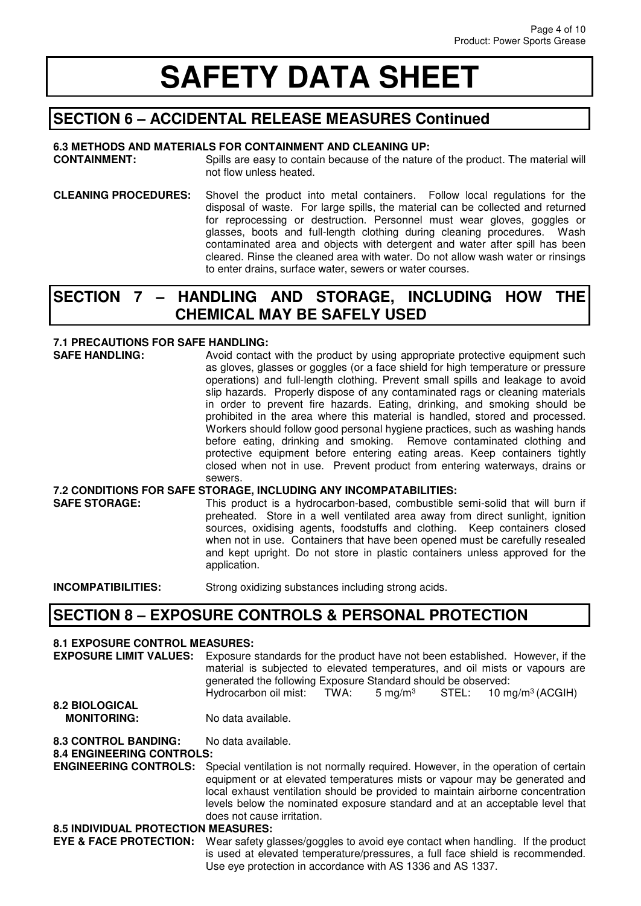# SAFETY DATA SHEET

## SECTION 6 – ACCIDENTAL RELEASE MEASURES Continued

### 6.3 METHODS AND MATERIALS FOR CONTAINMENT AND CLEANING UP:

**CONTAINMENT:** Spills are easy to contain because of the nature of the product. The material will not flow unless heated.

**CLEANING PROCEDURES:** Shovel the product into metal containers. Follow local regulations for the disposal of waste. For large spills, the material can be collected and returned for reprocessing or destruction. Personnel must wear gloves, goggles or glasses, boots and full-length clothing during cleaning procedures. Wash contaminated area and objects with detergent and water after spill has been cleared. Rinse the cleaned area with water. Do not allow wash water or rinsings to enter drains, surface water, sewers or water courses.

## SECTION 7 – HANDLING AND STORAGE, INCLUDING HOW THE CHEMICAL MAY BE SAFELY USED

### 7.1 PRECAUTIONS FOR SAFE HANDLING:

**SAFE HANDLING:** Avoid contact with the product by using appropriate protective equipment such as gloves, glasses or goggles (or a face shield for high temperature or pressure operations) and full-length clothing. Prevent small spills and leakage to avoid slip hazards. Properly dispose of any contaminated rags or cleaning materials in order to prevent fire hazards. Eating, drinking, and smoking should be prohibited in the area where this material is handled, stored and processed. Workers should follow good personal hygiene practices, such as washing hands before eating, drinking and smoking. Remove contaminated clothing and protective equipment before entering eating areas. Keep containers tightly closed when not in use. Prevent product from entering waterways, drains or sewers.

### 7.2 CONDITIONS FOR SAFE STORAGE, INCLUDING ANY INCOMPATABILITIES:

**SAFE STORAGE:** This product is a hydrocarbon-based, combustible semi-solid that will burn if preheated. Store in a well ventilated area away from direct sunlight, ignition sources, oxidising agents, foodstuffs and clothing. Keep containers closed when not in use. Containers that have been opened must be carefully resealed and kept upright. Do not store in plastic containers unless approved for the application.

**INCOMPATIBILITIES:** Strong oxidizing substances including strong acids.

## SECTION 8 – EXPOSURE CONTROLS & PERSONAL PROTECTION

### 8.1 EXPOSURE CONTROL MEASURES:

**EXPOSURE LIMIT VALUES:** Exposure standards for the product have not been established. However, if the material is subjected to elevated temperatures, and oil mists or vapours are generated the following Exposure Standard should be observed:
Hydrocarbon oil mist: TWA: 5 mg/m$^3$ STEL: 10 mg/m$^3$ (ACGIH)

**8.2 BIOLOGICAL MONITORING:** No data available.

**8.3 CONTROL BANDING:** No data available.

### 8.4 ENGINEERING CONTROLS:

**ENGINEERING CONTROLS:** Special ventilation is not normally required. However, in the operation of certain equipment or at elevated temperatures mists or vapour may be generated and local exhaust ventilation should be provided to maintain airborne concentration levels below the nominated exposure standard and at an acceptable level that does not cause irritation.

### 8.5 INDIVIDUAL PROTECTION MEASURES:

**EYE & FACE PROTECTION:** Wear safety glasses/goggles to avoid eye contact when handling. If the product is used at elevated temperature/pressures, a full face shield is recommended. Use eye protection in accordance with AS 1336 and AS 1337.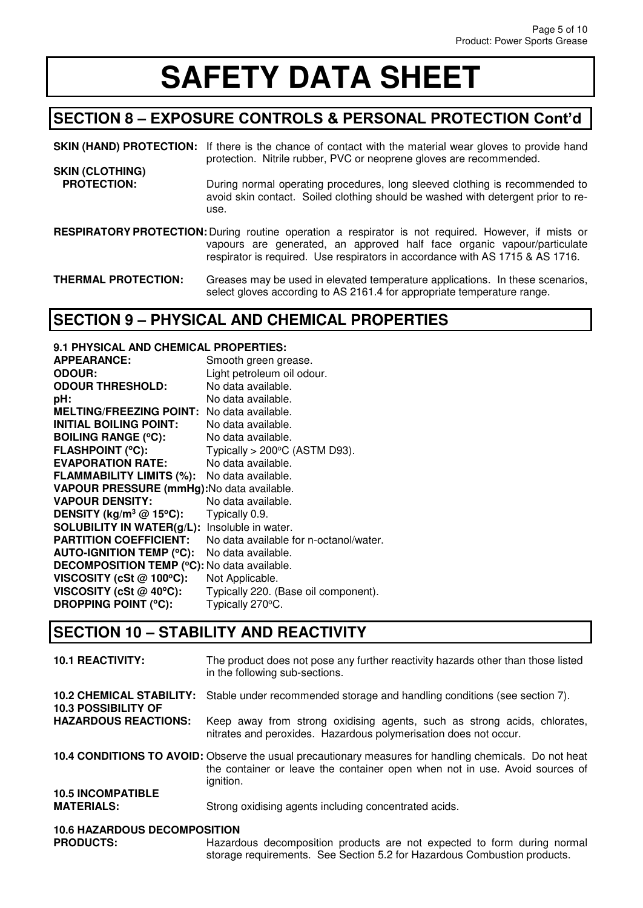# SAFETY DATA SHEET

## SECTION 8 – EXPOSURE CONTROLS & PERSONAL PROTECTION Cont'd

**SKIN (HAND) PROTECTION:** If there is the chance of contact with the material wear gloves to provide hand protection. Nitrile rubber, PVC or neoprene gloves are recommended.

**SKIN (CLOTHING) PROTECTION:** During normal operating procedures, long sleeved clothing is recommended to avoid skin contact. Soiled clothing should be washed with detergent prior to re-use.

**RESPIRATORY PROTECTION:** During routine operation a respirator is not required. However, if mists or vapours are generated, an approved half face organic vapour/particulate respirator is required. Use respirators in accordance with AS 1715 & AS 1716.

**THERMAL PROTECTION:** Greases may be used in elevated temperature applications. In these scenarios, select gloves according to AS 2161.4 for appropriate temperature range.

## SECTION 9 – PHYSICAL AND CHEMICAL PROPERTIES

**9.1 PHYSICAL AND CHEMICAL PROPERTIES:**

| | |
|---|---|
| **APPEARANCE:** | Smooth green grease. |
| **ODOUR:** | Light petroleum oil odour. |
| **ODOUR THRESHOLD:** | No data available. |
| **pH:** | No data available. |
| **MELTING/FREEZING POINT:** | No data available. |
| **INITIAL BOILING POINT:** | No data available. |
| **BOILING RANGE (°C):** | No data available. |
| **FLASHPOINT (°C):** | Typically > 200°C (ASTM D93). |
| **EVAPORATION RATE:** | No data available. |
| **FLAMMABILITY LIMITS (%):** | No data available. |
| **VAPOUR PRESSURE (mmHg):** | No data available. |
| **VAPOUR DENSITY:** | No data available. |
| **DENSITY (kg/m$^3$ @ 15°C):** | Typically 0.9. |
| **SOLUBILITY IN WATER(g/L):** | Insoluble in water. |
| **PARTITION COEFFICIENT:** | No data available for n-octanol/water. |
| **AUTO-IGNITION TEMP (°C):** | No data available. |
| **DECOMPOSITION TEMP (°C):** | No data available. |
| **VISCOSITY (cSt @ 100°C):** | Not Applicable. |
| **VISCOSITY (cSt @ 40°C):** | Typically 220. (Base oil component). |
| **DROPPING POINT (°C):** | Typically 270°C. |

## SECTION 10 – STABILITY AND REACTIVITY

**10.1 REACTIVITY:** The product does not pose any further reactivity hazards other than those listed in the following sub-sections.

**10.2 CHEMICAL STABILITY:** Stable under recommended storage and handling conditions (see section 7).

**10.3 POSSIBILITY OF HAZARDOUS REACTIONS:** Keep away from strong oxidising agents, such as strong acids, chlorates, nitrates and peroxides. Hazardous polymerisation does not occur.

**10.4 CONDITIONS TO AVOID:** Observe the usual precautionary measures for handling chemicals. Do not heat the container or leave the container open when not in use. Avoid sources of ignition.

**10.5 INCOMPATIBLE MATERIALS:** Strong oxidising agents including concentrated acids.

**10.6 HAZARDOUS DECOMPOSITION PRODUCTS:** Hazardous decomposition products are not expected to form during normal storage requirements. See Section 5.2 for Hazardous Combustion products.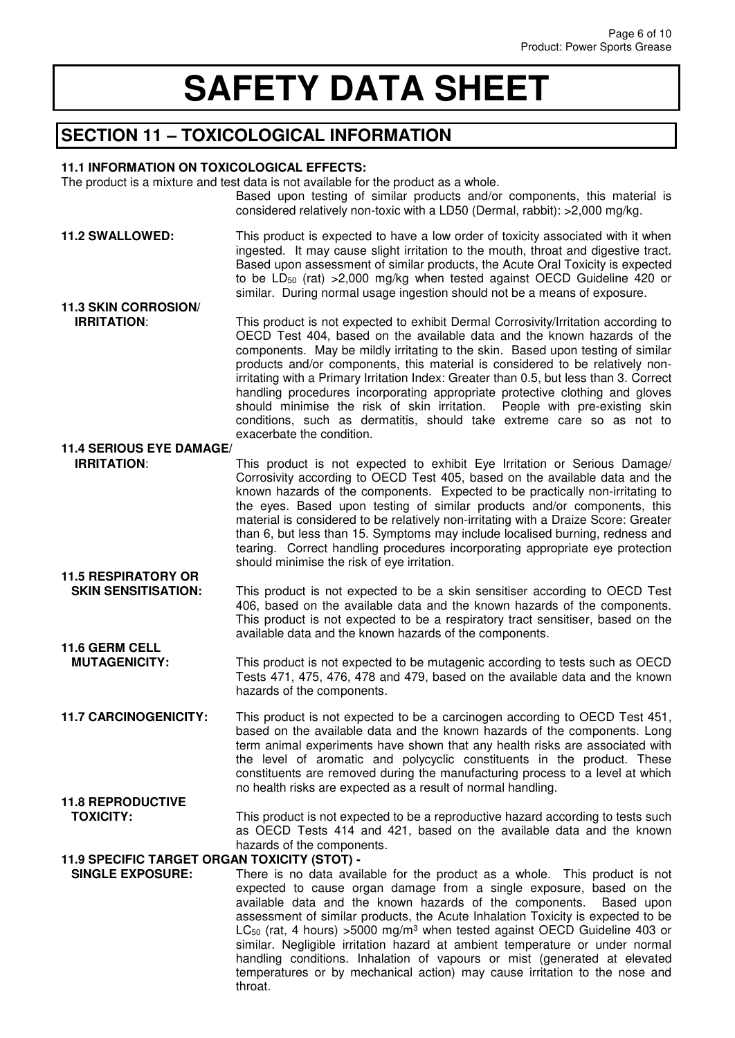# SAFETY DATA SHEET

## SECTION 11 – TOXICOLOGICAL INFORMATION

**11.1 INFORMATION ON TOXICOLOGICAL EFFECTS:**

The product is a mixture and test data is not available for the product as a whole.

Based upon testing of similar products and/or components, this material is considered relatively non-toxic with a LD50 (Dermal, rabbit): >2,000 mg/kg.

**11.2 SWALLOWED:** This product is expected to have a low order of toxicity associated with it when ingested. It may cause slight irritation to the mouth, throat and digestive tract. Based upon assessment of similar products, the Acute Oral Toxicity is expected to be $LD_{50}$ (rat) >2,000 mg/kg when tested against OECD Guideline 420 or similar. During normal usage ingestion should not be a means of exposure.

**11.3 SKIN CORROSION/ IRRITATION:** This product is not expected to exhibit Dermal Corrosivity/Irritation according to OECD Test 404, based on the available data and the known hazards of the components. May be mildly irritating to the skin. Based upon testing of similar products and/or components, this material is considered to be relatively non-irritating with a Primary Irritation Index: Greater than 0.5, but less than 3. Correct handling procedures incorporating appropriate protective clothing and gloves should minimise the risk of skin irritation. People with pre-existing skin conditions, such as dermatitis, should take extreme care so as not to exacerbate the condition.

**11.4 SERIOUS EYE DAMAGE/ IRRITATION:** This product is not expected to exhibit Eye Irritation or Serious Damage/ Corrosivity according to OECD Test 405, based on the available data and the known hazards of the components. Expected to be practically non-irritating to the eyes. Based upon testing of similar products and/or components, this material is considered to be relatively non-irritating with a Draize Score: Greater than 6, but less than 15. Symptoms may include localised burning, redness and tearing. Correct handling procedures incorporating appropriate eye protection should minimise the risk of eye irritation.

**11.5 RESPIRATORY OR SKIN SENSITISATION:** This product is not expected to be a skin sensitiser according to OECD Test 406, based on the available data and the known hazards of the components. This product is not expected to be a respiratory tract sensitiser, based on the available data and the known hazards of the components.

**11.6 GERM CELL MUTAGENICITY:** This product is not expected to be mutagenic according to tests such as OECD Tests 471, 475, 476, 478 and 479, based on the available data and the known hazards of the components.

**11.7 CARCINOGENICITY:** This product is not expected to be a carcinogen according to OECD Test 451, based on the available data and the known hazards of the components. Long term animal experiments have shown that any health risks are associated with the level of aromatic and polycyclic constituents in the product. These constituents are removed during the manufacturing process to a level at which no health risks are expected as a result of normal handling.

**11.8 REPRODUCTIVE TOXICITY:** This product is not expected to be a reproductive hazard according to tests such as OECD Tests 414 and 421, based on the available data and the known hazards of the components.

**11.9 SPECIFIC TARGET ORGAN TOXICITY (STOT) - SINGLE EXPOSURE:** There is no data available for the product as a whole. This product is not expected to cause organ damage from a single exposure, based on the available data and the known hazards of the components. Based upon assessment of similar products, the Acute Inhalation Toxicity is expected to be $LC_{50}$ (rat, 4 hours) >5000 mg/m$^3$ when tested against OECD Guideline 403 or similar. Negligible irritation hazard at ambient temperature or under normal handling conditions. Inhalation of vapours or mist (generated at elevated temperatures or by mechanical action) may cause irritation to the nose and throat.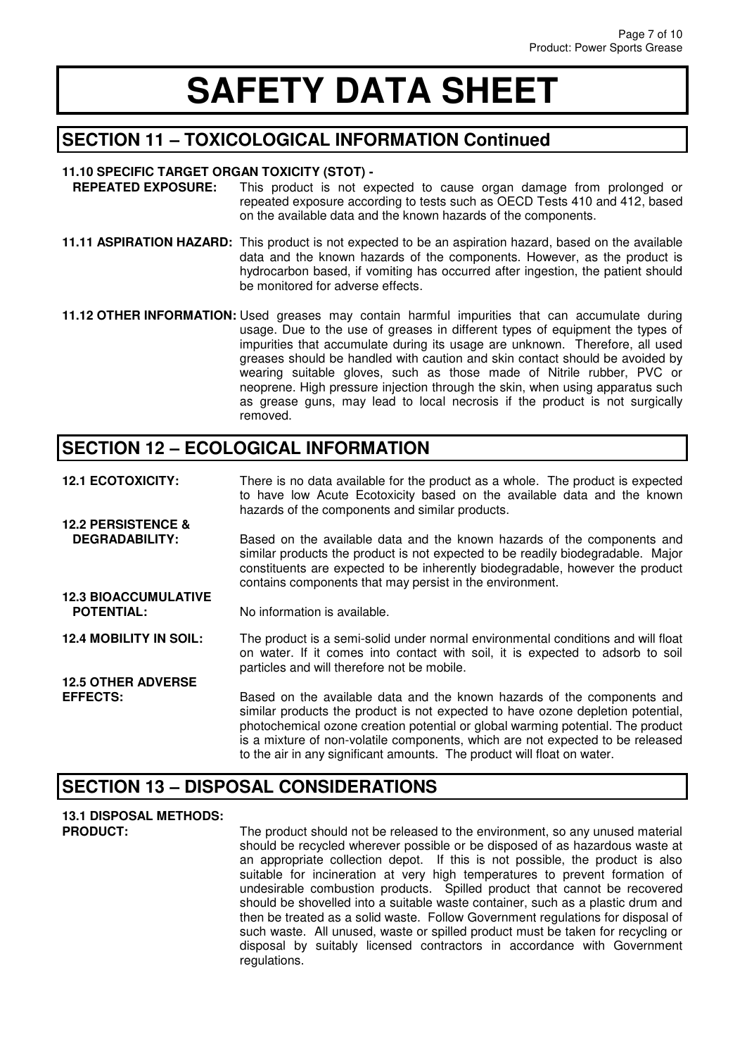# SAFETY DATA SHEET

## SECTION 11 – TOXICOLOGICAL INFORMATION Continued

**11.10 SPECIFIC TARGET ORGAN TOXICITY (STOT) - REPEATED EXPOSURE:** This product is not expected to cause organ damage from prolonged or repeated exposure according to tests such as OECD Tests 410 and 412, based on the available data and the known hazards of the components.

**11.11 ASPIRATION HAZARD:** This product is not expected to be an aspiration hazard, based on the available data and the known hazards of the components. However, as the product is hydrocarbon based, if vomiting has occurred after ingestion, the patient should be monitored for adverse effects.

**11.12 OTHER INFORMATION:** Used greases may contain harmful impurities that can accumulate during usage. Due to the use of greases in different types of equipment the types of impurities that accumulate during its usage are unknown. Therefore, all used greases should be handled with caution and skin contact should be avoided by wearing suitable gloves, such as those made of Nitrile rubber, PVC or neoprene. High pressure injection through the skin, when using apparatus such as grease guns, may lead to local necrosis if the product is not surgically removed.

## SECTION 12 – ECOLOGICAL INFORMATION

**12.1 ECOTOXICITY:** There is no data available for the product as a whole. The product is expected to have low Acute Ecotoxicity based on the available data and the known hazards of the components and similar products.

**12.2 PERSISTENCE & DEGRADABILITY:** Based on the available data and the known hazards of the components and similar products the product is not expected to be readily biodegradable. Major constituents are expected to be inherently biodegradable, however the product contains components that may persist in the environment.

**12.3 BIOACCUMULATIVE POTENTIAL:** No information is available.

**12.4 MOBILITY IN SOIL:** The product is a semi-solid under normal environmental conditions and will float on water. If it comes into contact with soil, it is expected to adsorb to soil particles and will therefore not be mobile.

**12.5 OTHER ADVERSE EFFECTS:** Based on the available data and the known hazards of the components and similar products the product is not expected to have ozone depletion potential, photochemical ozone creation potential or global warming potential. The product is a mixture of non-volatile components, which are not expected to be released to the air in any significant amounts. The product will float on water.

## SECTION 13 – DISPOSAL CONSIDERATIONS

**13.1 DISPOSAL METHODS:**

**PRODUCT:** The product should not be released to the environment, so any unused material should be recycled wherever possible or be disposed of as hazardous waste at an appropriate collection depot. If this is not possible, the product is also suitable for incineration at very high temperatures to prevent formation of undesirable combustion products. Spilled product that cannot be recovered should be shovelled into a suitable waste container, such as a plastic drum and then be treated as a solid waste. Follow Government regulations for disposal of such waste. All unused, waste or spilled product must be taken for recycling or disposal by suitably licensed contractors in accordance with Government regulations.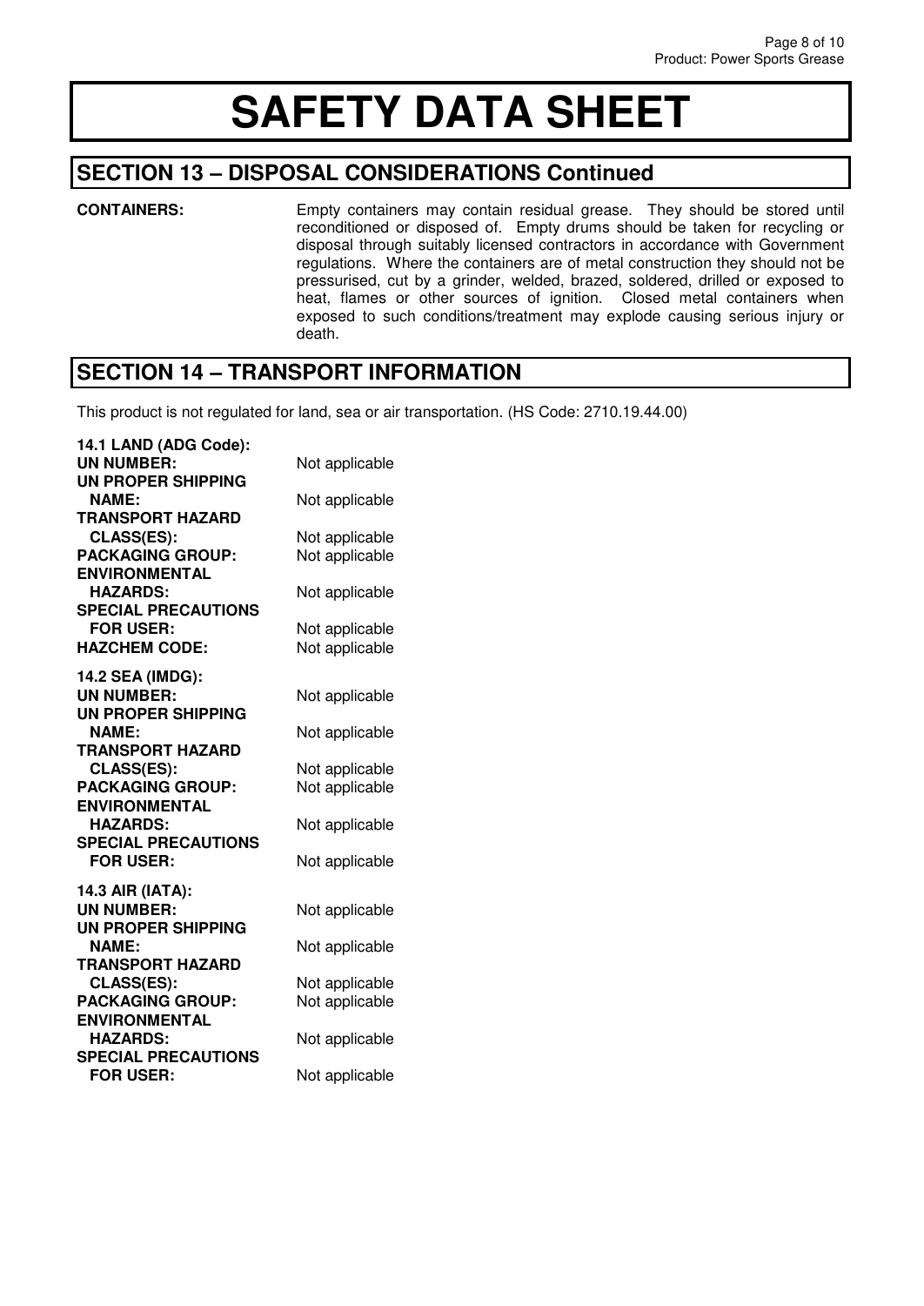# SAFETY DATA SHEET

## SECTION 13 – DISPOSAL CONSIDERATIONS Continued

**CONTAINERS:** Empty containers may contain residual grease. They should be stored until reconditioned or disposed of. Empty drums should be taken for recycling or disposal through suitably licensed contractors in accordance with Government regulations. Where the containers are of metal construction they should not be pressurised, cut by a grinder, welded, brazed, soldered, drilled or exposed to heat, flames or other sources of ignition. Closed metal containers when exposed to such conditions/treatment may explode causing serious injury or death.

## SECTION 14 – TRANSPORT INFORMATION

This product is not regulated for land, sea or air transportation. (HS Code: 2710.19.44.00)

**14.1 LAND (ADG Code):**

**UN NUMBER:** Not applicable
**UN PROPER SHIPPING NAME:** Not applicable
**TRANSPORT HAZARD CLASS(ES):** Not applicable
**PACKAGING GROUP:** Not applicable
**ENVIRONMENTAL HAZARDS:** Not applicable
**SPECIAL PRECAUTIONS FOR USER:** Not applicable
**HAZCHEM CODE:** Not applicable

**14.2 SEA (IMDG):**

**UN NUMBER:** Not applicable
**UN PROPER SHIPPING NAME:** Not applicable
**TRANSPORT HAZARD CLASS(ES):** Not applicable
**PACKAGING GROUP:** Not applicable
**ENVIRONMENTAL HAZARDS:** Not applicable
**SPECIAL PRECAUTIONS FOR USER:** Not applicable

**14.3 AIR (IATA):**

**UN NUMBER:** Not applicable
**UN PROPER SHIPPING NAME:** Not applicable
**TRANSPORT HAZARD CLASS(ES):** Not applicable
**PACKAGING GROUP:** Not applicable
**ENVIRONMENTAL HAZARDS:** Not applicable
**SPECIAL PRECAUTIONS FOR USER:** Not applicable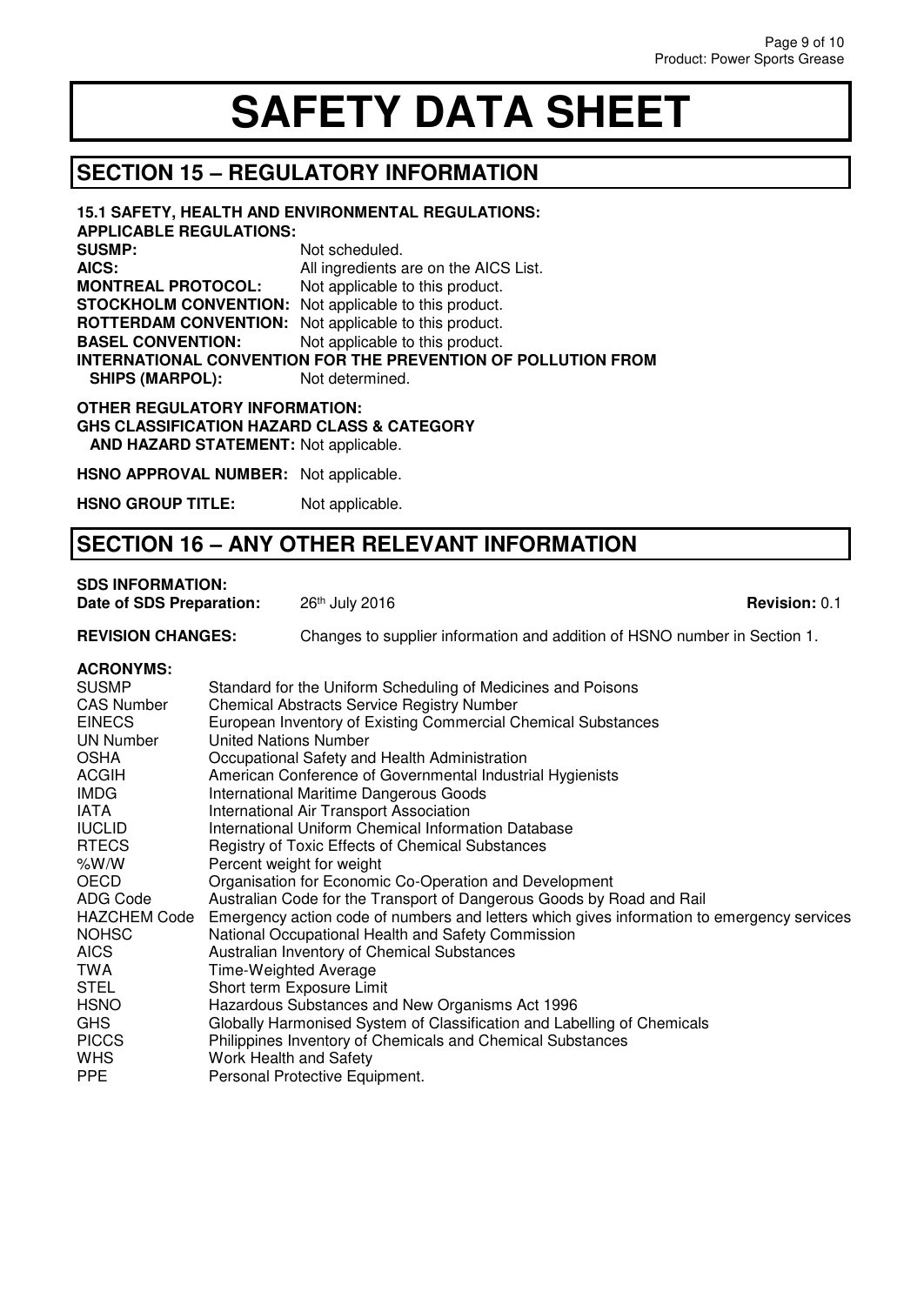# SAFETY DATA SHEET

## SECTION 15 – REGULATORY INFORMATION

**15.1 SAFETY, HEALTH AND ENVIRONMENTAL REGULATIONS:**

**APPLICABLE REGULATIONS:**

**SUSMP:** Not scheduled.

**AICS:** All ingredients are on the AICS List.

**MONTREAL PROTOCOL:** Not applicable to this product.

**STOCKHOLM CONVENTION:** Not applicable to this product.

**ROTTERDAM CONVENTION:** Not applicable to this product.

**BASEL CONVENTION:** Not applicable to this product.

**INTERNATIONAL CONVENTION FOR THE PREVENTION OF POLLUTION FROM SHIPS (MARPOL):** Not determined.

**OTHER REGULATORY INFORMATION:**

**GHS CLASSIFICATION HAZARD CLASS & CATEGORY AND HAZARD STATEMENT:** Not applicable.

**HSNO APPROVAL NUMBER:** Not applicable.

**HSNO GROUP TITLE:** Not applicable.

## SECTION 16 – ANY OTHER RELEVANT INFORMATION

**SDS INFORMATION:**

**Date of SDS Preparation:** 26th July 2016 **Revision:** 0.1

**REVISION CHANGES:** Changes to supplier information and addition of HSNO number in Section 1.

**ACRONYMS:**

| | |
|---|---|
| SUSMP | Standard for the Uniform Scheduling of Medicines and Poisons |
| CAS Number | Chemical Abstracts Service Registry Number |
| EINECS | European Inventory of Existing Commercial Chemical Substances |
| UN Number | United Nations Number |
| OSHA | Occupational Safety and Health Administration |
| ACGIH | American Conference of Governmental Industrial Hygienists |
| IMDG | International Maritime Dangerous Goods |
| IATA | International Air Transport Association |
| IUCLID | International Uniform Chemical Information Database |
| RTECS | Registry of Toxic Effects of Chemical Substances |
| %W/W | Percent weight for weight |
| OECD | Organisation for Economic Co-Operation and Development |
| ADG Code | Australian Code for the Transport of Dangerous Goods by Road and Rail |
| HAZCHEM Code | Emergency action code of numbers and letters which gives information to emergency services |
| NOHSC | National Occupational Health and Safety Commission |
| AICS | Australian Inventory of Chemical Substances |
| TWA | Time-Weighted Average |
| STEL | Short term Exposure Limit |
| HSNO | Hazardous Substances and New Organisms Act 1996 |
| GHS | Globally Harmonised System of Classification and Labelling of Chemicals |
| PICCS | Philippines Inventory of Chemicals and Chemical Substances |
| WHS | Work Health and Safety |
| PPE | Personal Protective Equipment. |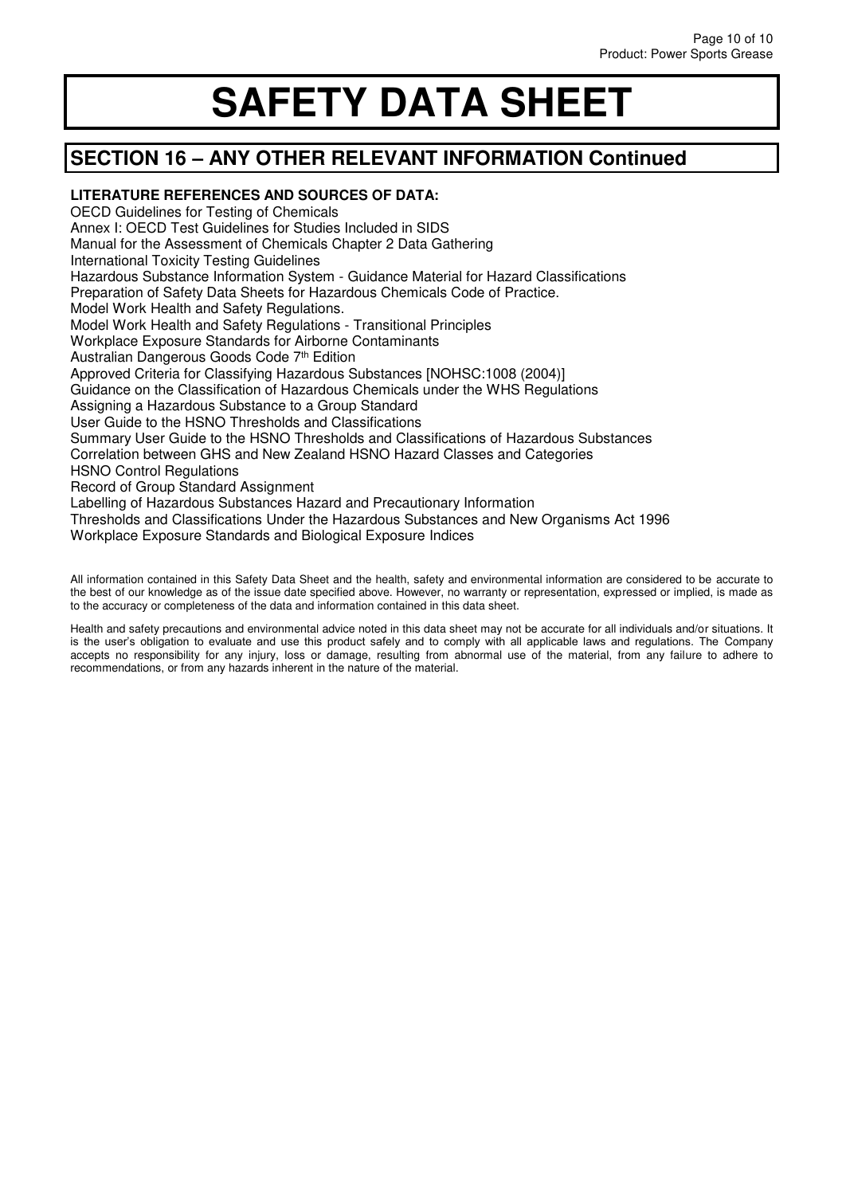# SAFETY DATA SHEET

## SECTION 16 – ANY OTHER RELEVANT INFORMATION Continued

**LITERATURE REFERENCES AND SOURCES OF DATA:**

OECD Guidelines for Testing of Chemicals
Annex I: OECD Test Guidelines for Studies Included in SIDS
Manual for the Assessment of Chemicals Chapter 2 Data Gathering
International Toxicity Testing Guidelines
Hazardous Substance Information System - Guidance Material for Hazard Classifications
Preparation of Safety Data Sheets for Hazardous Chemicals Code of Practice.
Model Work Health and Safety Regulations.
Model Work Health and Safety Regulations - Transitional Principles
Workplace Exposure Standards for Airborne Contaminants
Australian Dangerous Goods Code 7th Edition
Approved Criteria for Classifying Hazardous Substances [NOHSC:1008 (2004)]
Guidance on the Classification of Hazardous Chemicals under the WHS Regulations
Assigning a Hazardous Substance to a Group Standard
User Guide to the HSNO Thresholds and Classifications
Summary User Guide to the HSNO Thresholds and Classifications of Hazardous Substances
Correlation between GHS and New Zealand HSNO Hazard Classes and Categories
HSNO Control Regulations
Record of Group Standard Assignment
Labelling of Hazardous Substances Hazard and Precautionary Information
Thresholds and Classifications Under the Hazardous Substances and New Organisms Act 1996
Workplace Exposure Standards and Biological Exposure Indices

All information contained in this Safety Data Sheet and the health, safety and environmental information are considered to be accurate to the best of our knowledge as of the issue date specified above. However, no warranty or representation, expressed or implied, is made as to the accuracy or completeness of the data and information contained in this data sheet.

Health and safety precautions and environmental advice noted in this data sheet may not be accurate for all individuals and/or situations. It is the user's obligation to evaluate and use this product safely and to comply with all applicable laws and regulations. The Company accepts no responsibility for any injury, loss or damage, resulting from abnormal use of the material, from any failure to adhere to recommendations, or from any hazards inherent in the nature of the material.